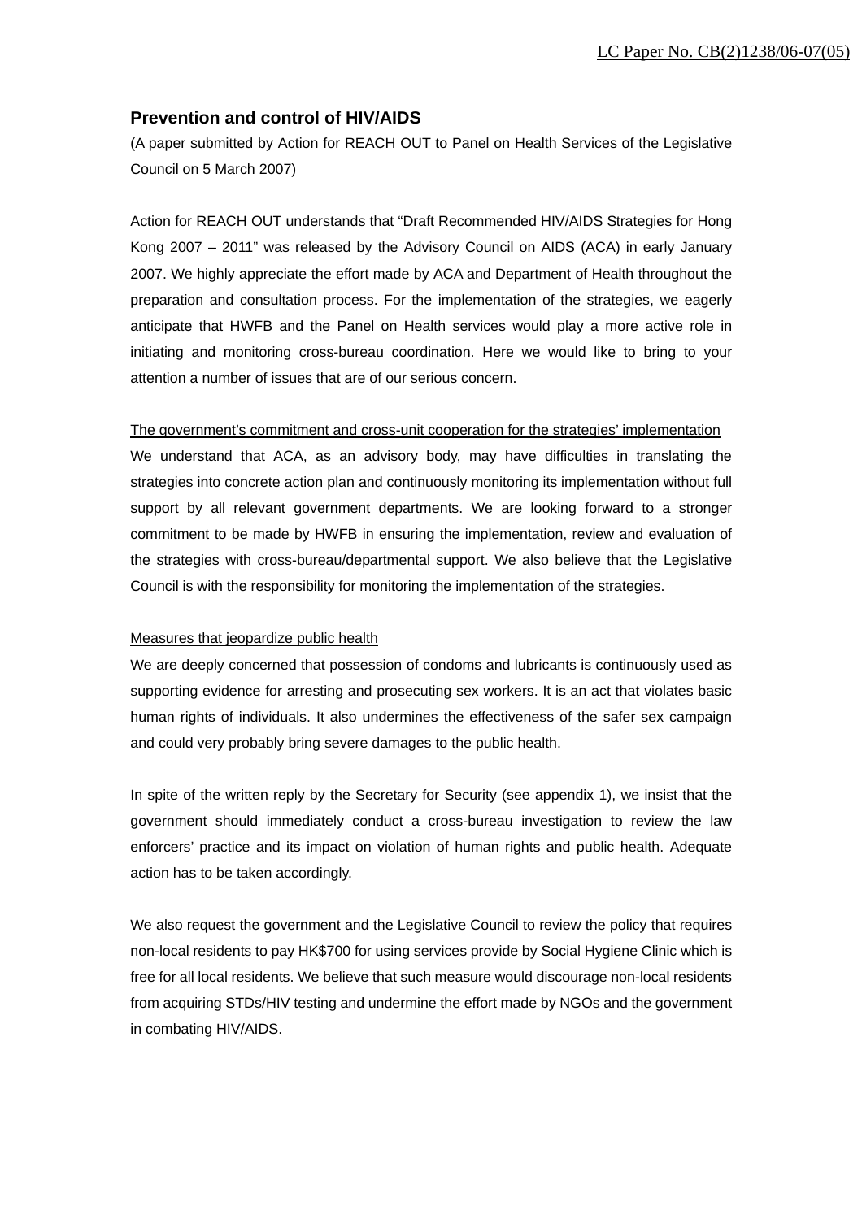LC Paper No. CB(2)1238/06-07(05)

## Prevention and control of HIV/AIDS

(A paper submitted by Action for REACH OUT to Panel on Health Services of the Legislative Council on 5 March 2007)

Action for REACH OUT understands that "Draft Recommended HIV/AIDS Strategies for Hong Kong 2007 – 2011" was released by the Advisory Council on AIDS (ACA) in early January 2007. We highly appreciate the effort made by ACA and Department of Health throughout the preparation and consultation process. For the implementation of the strategies, we eagerly anticipate that HWFB and the Panel on Health services would play a more active role in initiating and monitoring cross-bureau coordination. Here we would like to bring to your attention a number of issues that are of our serious concern.

<u>The government's commitment and cross-unit cooperation for the strategies' implementation</u>

We understand that ACA, as an advisory body, may have difficulties in translating the strategies into concrete action plan and continuously monitoring its implementation without full support by all relevant government departments. We are looking forward to a stronger commitment to be made by HWFB in ensuring the implementation, review and evaluation of the strategies with cross-bureau/departmental support. We also believe that the Legislative Council is with the responsibility for monitoring the implementation of the strategies.

<u>Measures that jeopardize public health</u>

We are deeply concerned that possession of condoms and lubricants is continuously used as supporting evidence for arresting and prosecuting sex workers. It is an act that violates basic human rights of individuals. It also undermines the effectiveness of the safer sex campaign and could very probably bring severe damages to the public health.

In spite of the written reply by the Secretary for Security (see appendix 1), we insist that the government should immediately conduct a cross-bureau investigation to review the law enforcers' practice and its impact on violation of human rights and public health. Adequate action has to be taken accordingly.

We also request the government and the Legislative Council to review the policy that requires non-local residents to pay HK$700 for using services provide by Social Hygiene Clinic which is free for all local residents. We believe that such measure would discourage non-local residents from acquiring STDs/HIV testing and undermine the effort made by NGOs and the government in combating HIV/AIDS.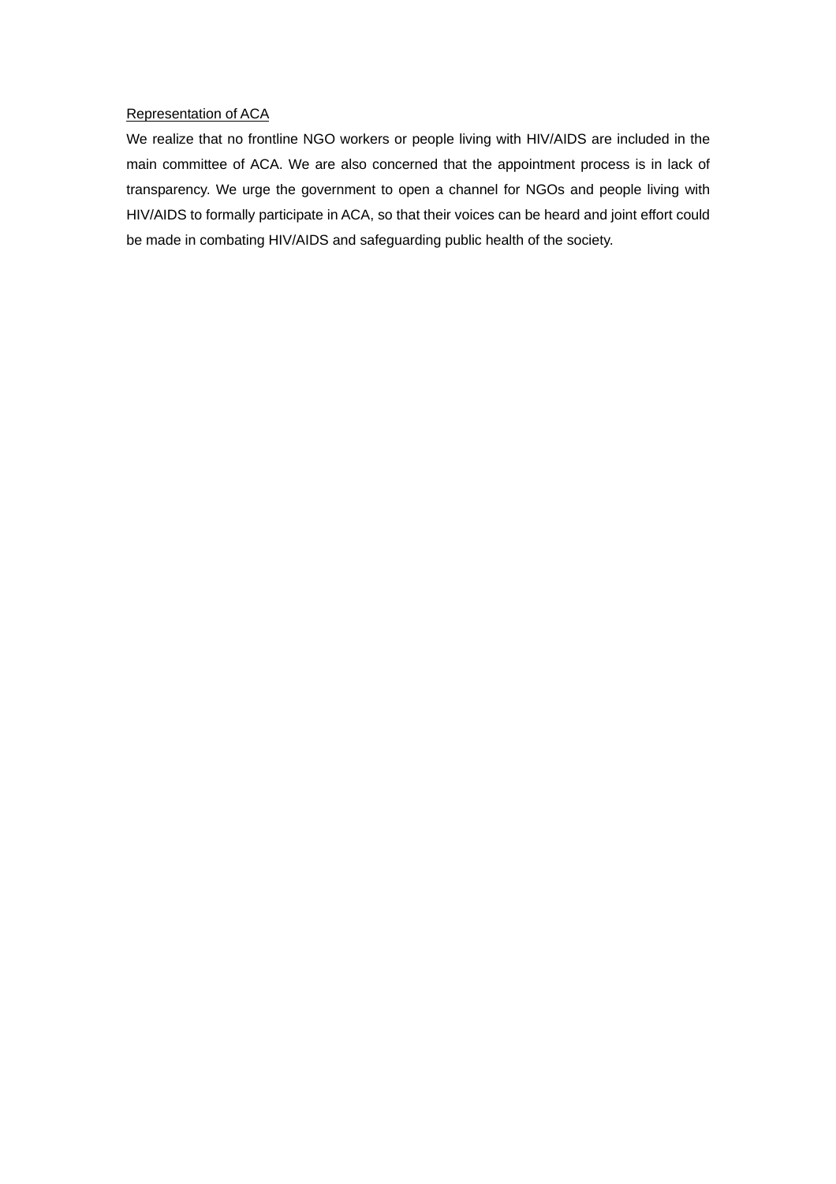<u>Representation of ACA</u>

We realize that no frontline NGO workers or people living with HIV/AIDS are included in the main committee of ACA. We are also concerned that the appointment process is in lack of transparency. We urge the government to open a channel for NGOs and people living with HIV/AIDS to formally participate in ACA, so that their voices can be heard and joint effort could be made in combating HIV/AIDS and safeguarding public health of the society.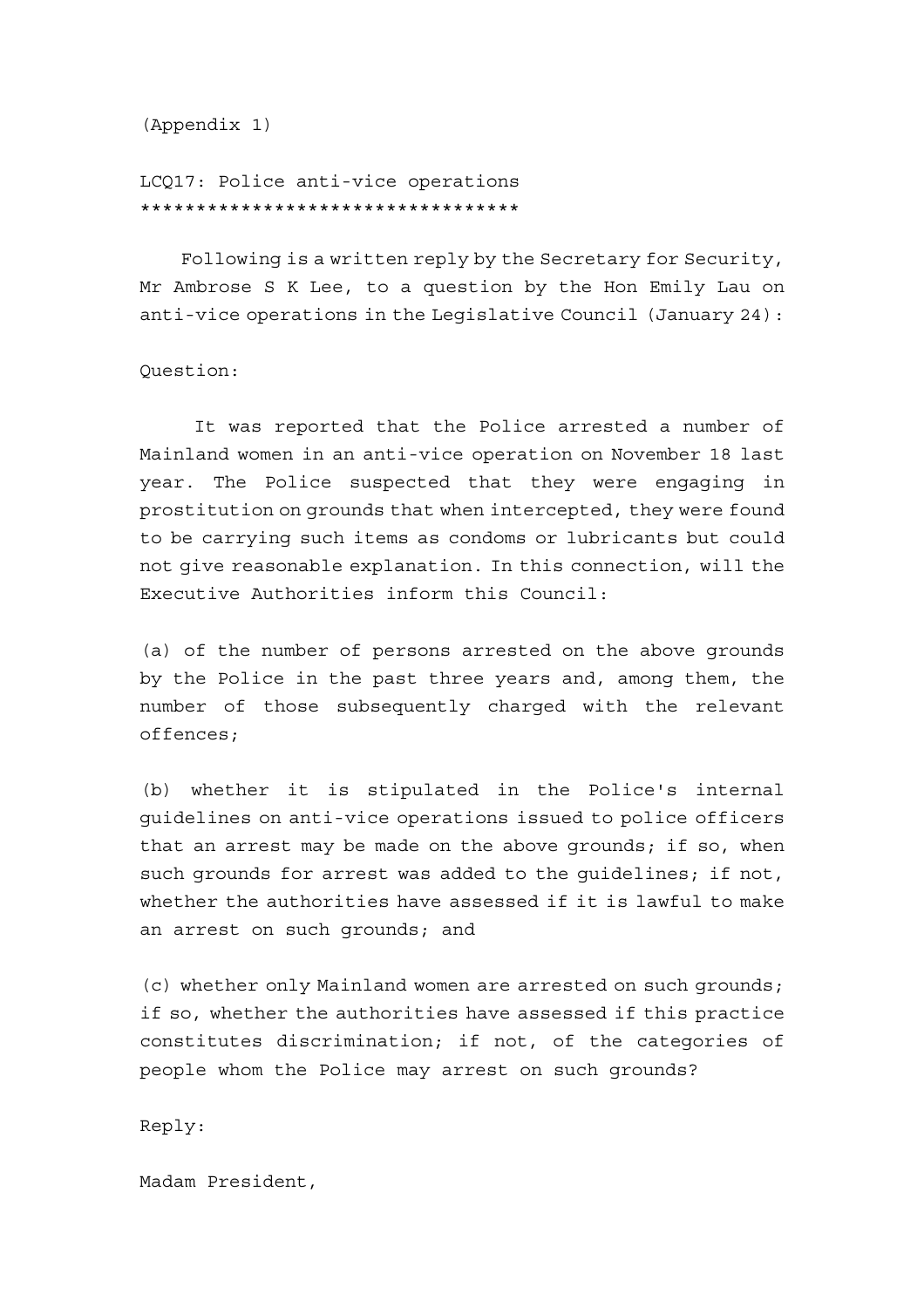(Appendix 1)

LCQ17: Police anti-vice operations
*********************************

Following is a written reply by the Secretary for Security, Mr Ambrose S K Lee, to a question by the Hon Emily Lau on anti-vice operations in the Legislative Council (January 24):

Question:

It was reported that the Police arrested a number of Mainland women in an anti-vice operation on November 18 last year. The Police suspected that they were engaging in prostitution on grounds that when intercepted, they were found to be carrying such items as condoms or lubricants but could not give reasonable explanation. In this connection, will the Executive Authorities inform this Council:

(a) of the number of persons arrested on the above grounds by the Police in the past three years and, among them, the number of those subsequently charged with the relevant offences;

(b) whether it is stipulated in the Police's internal guidelines on anti-vice operations issued to police officers that an arrest may be made on the above grounds; if so, when such grounds for arrest was added to the guidelines; if not, whether the authorities have assessed if it is lawful to make an arrest on such grounds; and

(c) whether only Mainland women are arrested on such grounds; if so, whether the authorities have assessed if this practice constitutes discrimination; if not, of the categories of people whom the Police may arrest on such grounds?

Reply:

Madam President,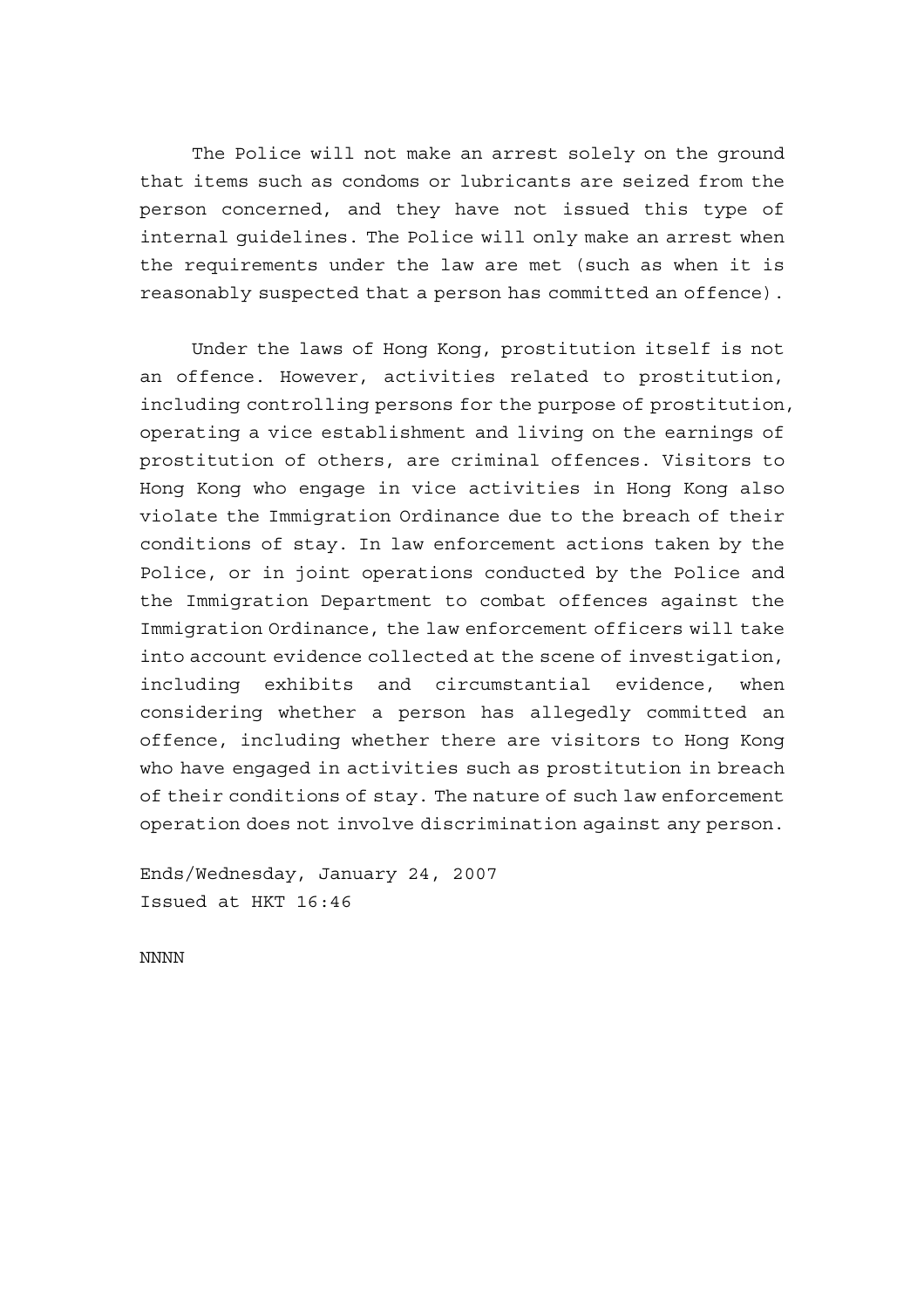The Police will not make an arrest solely on the ground that items such as condoms or lubricants are seized from the person concerned, and they have not issued this type of internal guidelines. The Police will only make an arrest when the requirements under the law are met (such as when it is reasonably suspected that a person has committed an offence).

Under the laws of Hong Kong, prostitution itself is not an offence. However, activities related to prostitution, including controlling persons for the purpose of prostitution, operating a vice establishment and living on the earnings of prostitution of others, are criminal offences. Visitors to Hong Kong who engage in vice activities in Hong Kong also violate the Immigration Ordinance due to the breach of their conditions of stay. In law enforcement actions taken by the Police, or in joint operations conducted by the Police and the Immigration Department to combat offences against the Immigration Ordinance, the law enforcement officers will take into account evidence collected at the scene of investigation, including exhibits and circumstantial evidence, when considering whether a person has allegedly committed an offence, including whether there are visitors to Hong Kong who have engaged in activities such as prostitution in breach of their conditions of stay. The nature of such law enforcement operation does not involve discrimination against any person.

Ends/Wednesday, January 24, 2007
Issued at HKT 16:46

NNNN